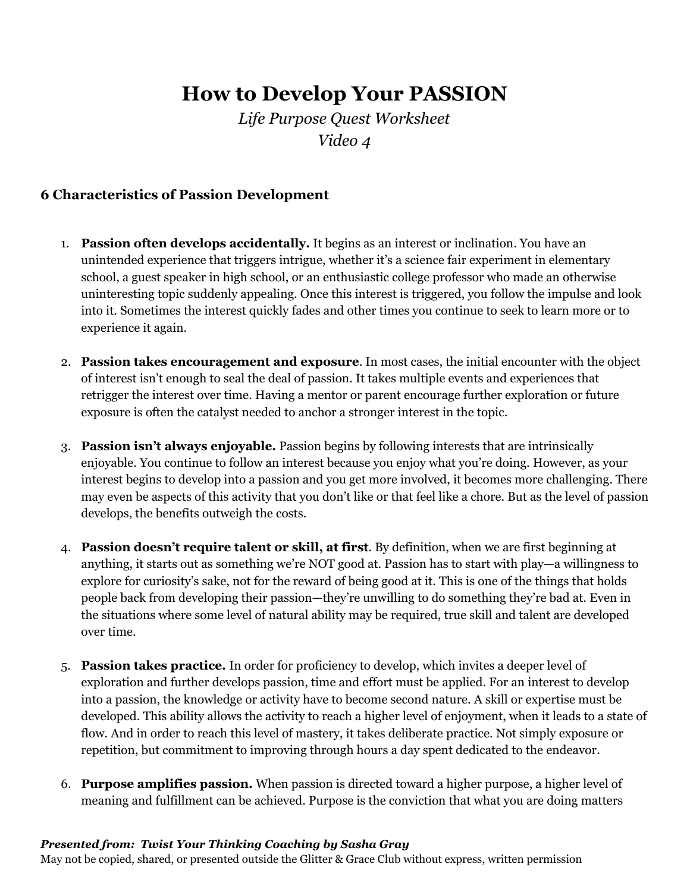# How to Develop Your PASSION

*Life Purpose Quest Worksheet*

*Video 4*

## 6 Characteristics of Passion Development

1. **Passion often develops accidentally.** It begins as an interest or inclination. You have an unintended experience that triggers intrigue, whether it's a science fair experiment in elementary school, a guest speaker in high school, or an enthusiastic college professor who made an otherwise uninteresting topic suddenly appealing. Once this interest is triggered, you follow the impulse and look into it. Sometimes the interest quickly fades and other times you continue to seek to learn more or to experience it again.

2. **Passion takes encouragement and exposure**. In most cases, the initial encounter with the object of interest isn't enough to seal the deal of passion. It takes multiple events and experiences that retrigger the interest over time. Having a mentor or parent encourage further exploration or future exposure is often the catalyst needed to anchor a stronger interest in the topic.

3. **Passion isn't always enjoyable.** Passion begins by following interests that are intrinsically enjoyable. You continue to follow an interest because you enjoy what you're doing. However, as your interest begins to develop into a passion and you get more involved, it becomes more challenging. There may even be aspects of this activity that you don't like or that feel like a chore. But as the level of passion develops, the benefits outweigh the costs.

4. **Passion doesn't require talent or skill, at first**. By definition, when we are first beginning at anything, it starts out as something we're NOT good at. Passion has to start with play—a willingness to explore for curiosity's sake, not for the reward of being good at it. This is one of the things that holds people back from developing their passion—they're unwilling to do something they're bad at. Even in the situations where some level of natural ability may be required, true skill and talent are developed over time.

5. **Passion takes practice.** In order for proficiency to develop, which invites a deeper level of exploration and further develops passion, time and effort must be applied. For an interest to develop into a passion, the knowledge or activity have to become second nature. A skill or expertise must be developed. This ability allows the activity to reach a higher level of enjoyment, when it leads to a state of flow. And in order to reach this level of mastery, it takes deliberate practice. Not simply exposure or repetition, but commitment to improving through hours a day spent dedicated to the endeavor.

6. **Purpose amplifies passion.** When passion is directed toward a higher purpose, a higher level of meaning and fulfillment can be achieved. Purpose is the conviction that what you are doing matters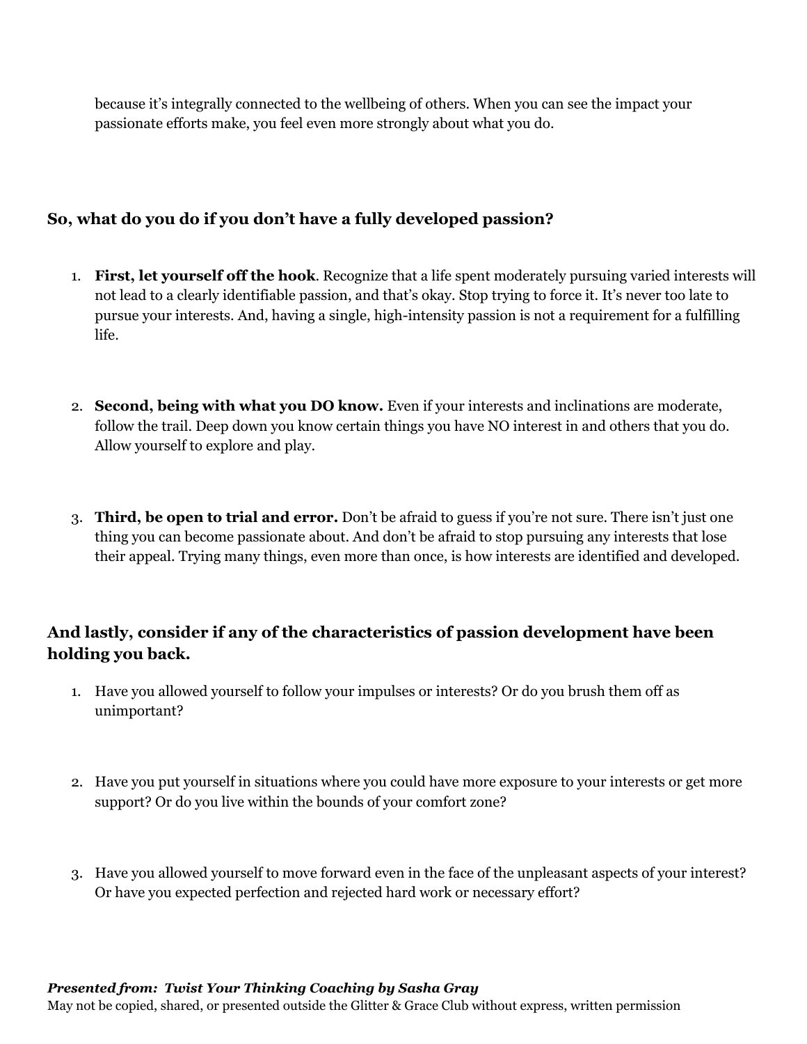because it's integrally connected to the wellbeing of others. When you can see the impact your passionate efforts make, you feel even more strongly about what you do.

### So, what do you do if you don't have a fully developed passion?

1. **First, let yourself off the hook**. Recognize that a life spent moderately pursuing varied interests will not lead to a clearly identifiable passion, and that's okay. Stop trying to force it. It's never too late to pursue your interests. And, having a single, high-intensity passion is not a requirement for a fulfilling life.

2. **Second, being with what you DO know.** Even if your interests and inclinations are moderate, follow the trail. Deep down you know certain things you have NO interest in and others that you do. Allow yourself to explore and play.

3. **Third, be open to trial and error.** Don't be afraid to guess if you're not sure. There isn't just one thing you can become passionate about. And don't be afraid to stop pursuing any interests that lose their appeal. Trying many things, even more than once, is how interests are identified and developed.

### And lastly, consider if any of the characteristics of passion development have been holding you back.

1. Have you allowed yourself to follow your impulses or interests? Or do you brush them off as unimportant?

2. Have you put yourself in situations where you could have more exposure to your interests or get more support? Or do you live within the bounds of your comfort zone?

3. Have you allowed yourself to move forward even in the face of the unpleasant aspects of your interest? Or have you expected perfection and rejected hard work or necessary effort?

***Presented from: Twist Your Thinking Coaching by Sasha Gray***
May not be copied, shared, or presented outside the Glitter & Grace Club without express, written permission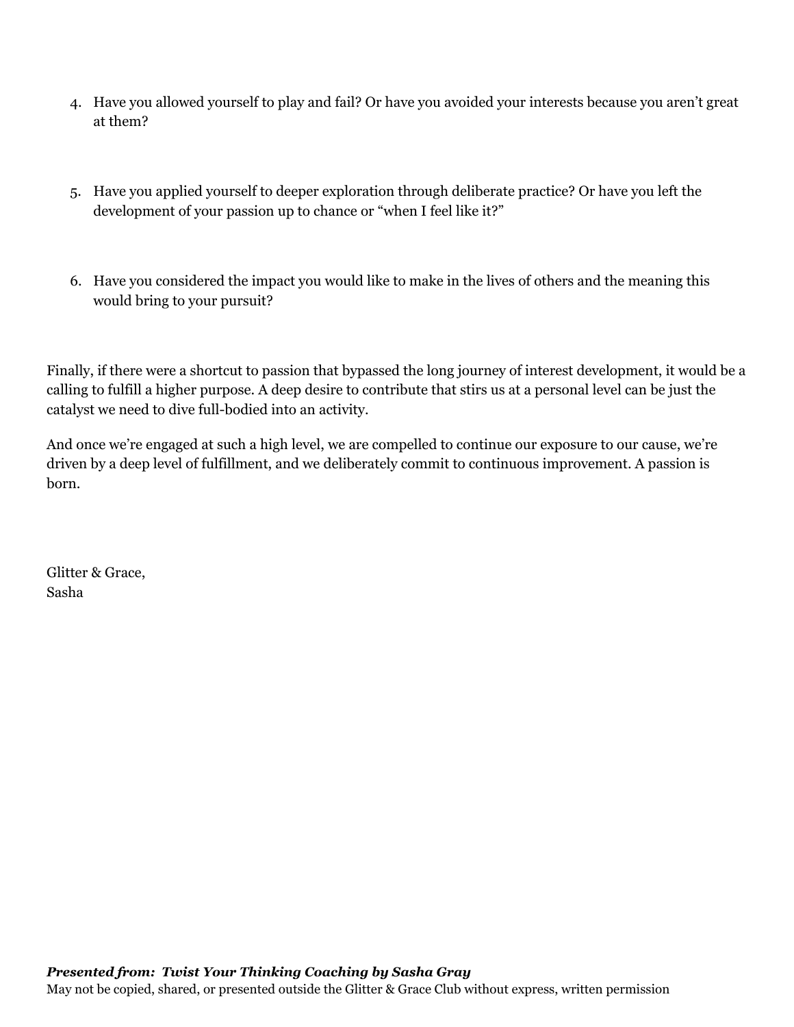4. Have you allowed yourself to play and fail? Or have you avoided your interests because you aren't great at them?

5. Have you applied yourself to deeper exploration through deliberate practice? Or have you left the development of your passion up to chance or "when I feel like it?"

6. Have you considered the impact you would like to make in the lives of others and the meaning this would bring to your pursuit?

Finally, if there were a shortcut to passion that bypassed the long journey of interest development, it would be a calling to fulfill a higher purpose. A deep desire to contribute that stirs us at a personal level can be just the catalyst we need to dive full-bodied into an activity.

And once we're engaged at such a high level, we are compelled to continue our exposure to our cause, we're driven by a deep level of fulfillment, and we deliberately commit to continuous improvement. A passion is born.

Glitter & Grace,
Sasha

***Presented from: Twist Your Thinking Coaching by Sasha Gray***
May not be copied, shared, or presented outside the Glitter & Grace Club without express, written permission